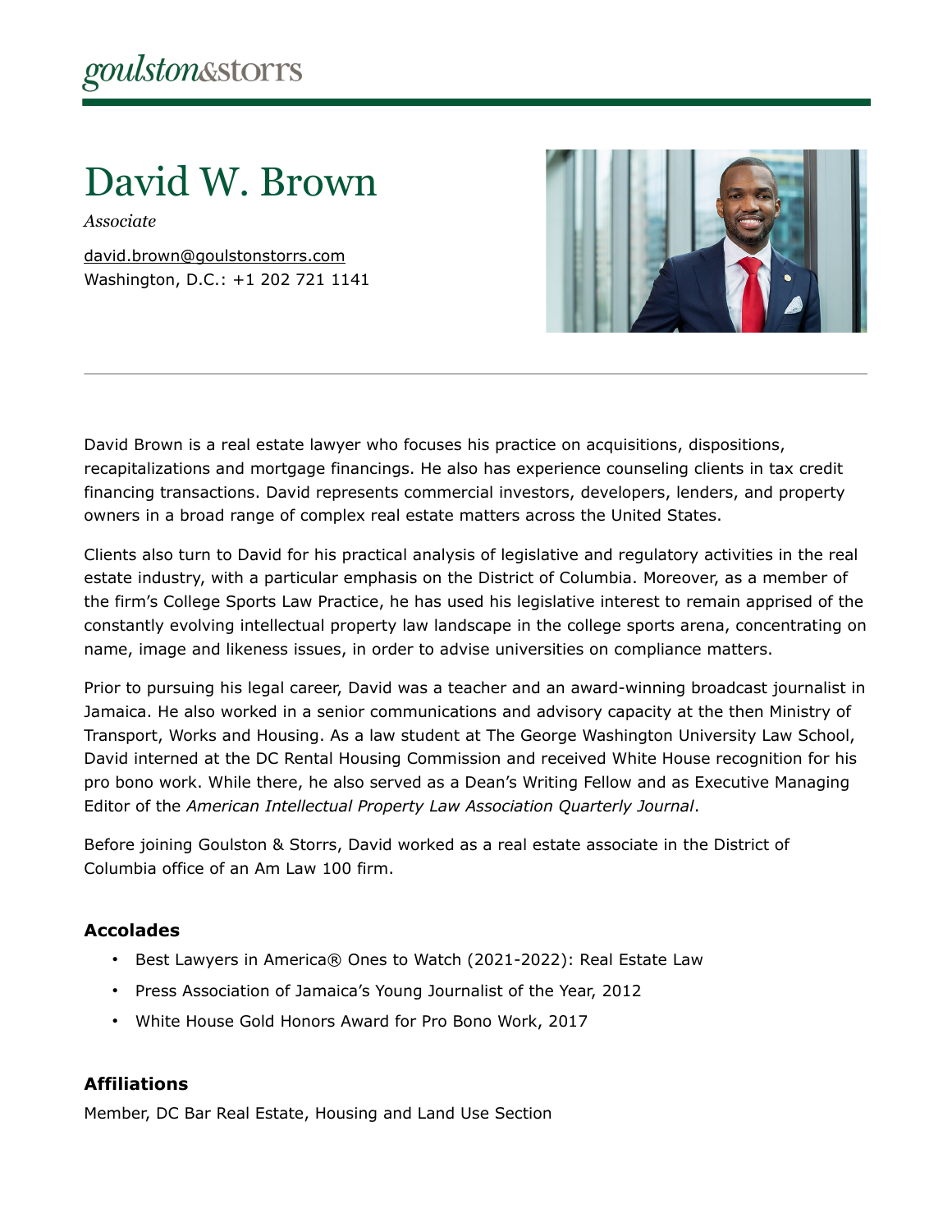goulston&storrs

# David W. Brown

*Associate*

david.brown@goulstonstorrs.com
Washington, D.C.: +1 202 721 1141

---

David Brown is a real estate lawyer who focuses his practice on acquisitions, dispositions, recapitalizations and mortgage financings. He also has experience counseling clients in tax credit financing transactions. David represents commercial investors, developers, lenders, and property owners in a broad range of complex real estate matters across the United States.

Clients also turn to David for his practical analysis of legislative and regulatory activities in the real estate industry, with a particular emphasis on the District of Columbia. Moreover, as a member of the firm's College Sports Law Practice, he has used his legislative interest to remain apprised of the constantly evolving intellectual property law landscape in the college sports arena, concentrating on name, image and likeness issues, in order to advise universities on compliance matters.

Prior to pursuing his legal career, David was a teacher and an award-winning broadcast journalist in Jamaica. He also worked in a senior communications and advisory capacity at the then Ministry of Transport, Works and Housing. As a law student at The George Washington University Law School, David interned at the DC Rental Housing Commission and received White House recognition for his pro bono work. While there, he also served as a Dean's Writing Fellow and as Executive Managing Editor of the *American Intellectual Property Law Association Quarterly Journal*.

Before joining Goulston & Storrs, David worked as a real estate associate in the District of Columbia office of an Am Law 100 firm.

### Accolades

- Best Lawyers in America® Ones to Watch (2021-2022): Real Estate Law
- Press Association of Jamaica's Young Journalist of the Year, 2012
- White House Gold Honors Award for Pro Bono Work, 2017

### Affiliations

Member, DC Bar Real Estate, Housing and Land Use Section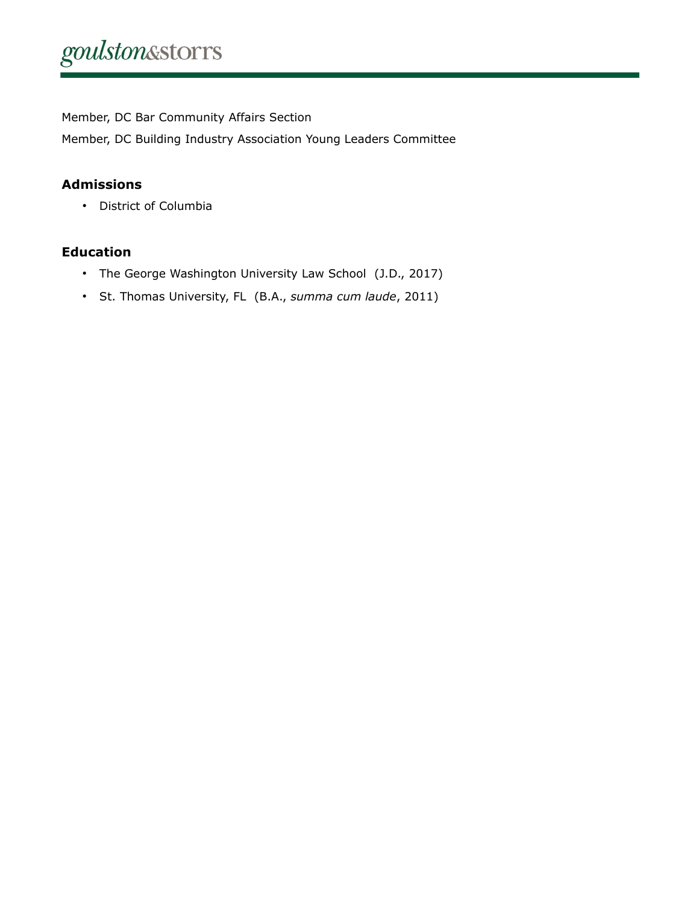Member, DC Bar Community Affairs Section

Member, DC Building Industry Association Young Leaders Committee

## Admissions

- District of Columbia

## Education

- The George Washington University Law School (J.D., 2017)
- St. Thomas University, FL (B.A., *summa cum laude*, 2011)